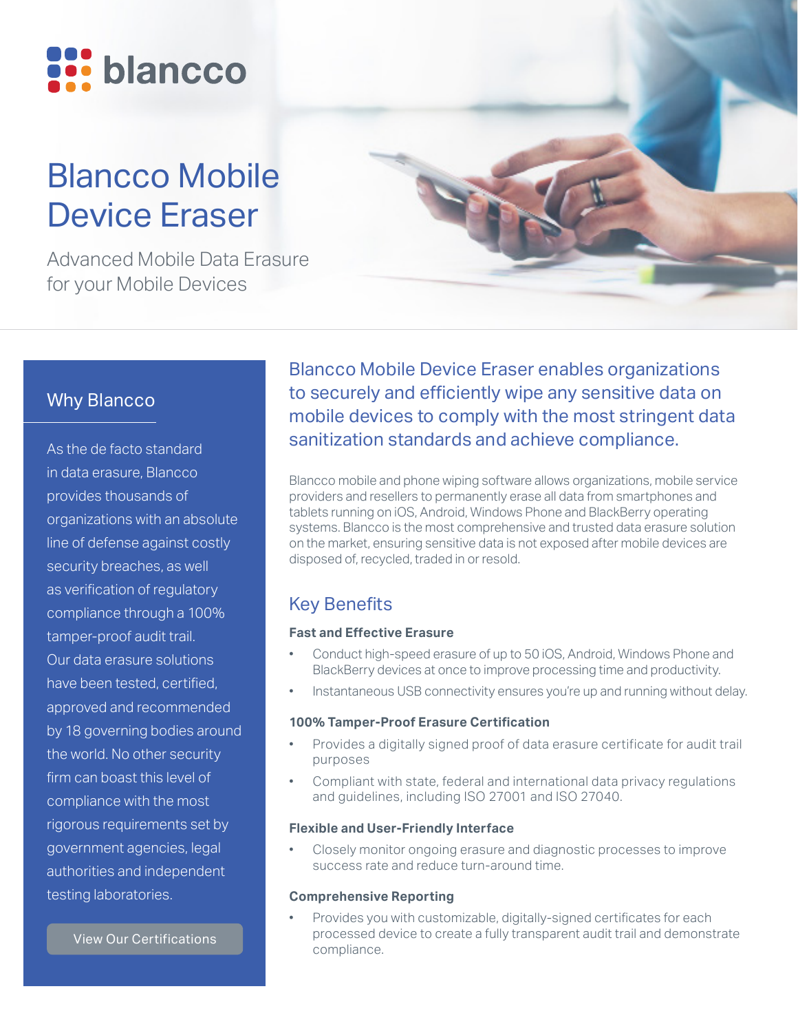blancco

# Blancco Mobile Device Eraser

Advanced Mobile Data Erasure for your Mobile Devices

## Why Blancco

As the de facto standard in data erasure, Blancco provides thousands of organizations with an absolute line of defense against costly security breaches, as well as verification of regulatory compliance through a 100% tamper-proof audit trail. Our data erasure solutions have been tested, certified, approved and recommended by 18 governing bodies around the world. No other security firm can boast this level of compliance with the most rigorous requirements set by government agencies, legal authorities and independent testing laboratories.

View Our Certifications

Blancco Mobile Device Eraser enables organizations to securely and efficiently wipe any sensitive data on mobile devices to comply with the most stringent data sanitization standards and achieve compliance.

Blancco mobile and phone wiping software allows organizations, mobile service providers and resellers to permanently erase all data from smartphones and tablets running on iOS, Android, Windows Phone and BlackBerry operating systems. Blancco is the most comprehensive and trusted data erasure solution on the market, ensuring sensitive data is not exposed after mobile devices are disposed of, recycled, traded in or resold.

## Key Benefits

### Fast and Effective Erasure

- Conduct high-speed erasure of up to 50 iOS, Android, Windows Phone and BlackBerry devices at once to improve processing time and productivity.
- Instantaneous USB connectivity ensures you're up and running without delay.

### 100% Tamper-Proof Erasure Certification

- Provides a digitally signed proof of data erasure certificate for audit trail purposes
- Compliant with state, federal and international data privacy regulations and guidelines, including ISO 27001 and ISO 27040.

### Flexible and User-Friendly Interface

- Closely monitor ongoing erasure and diagnostic processes to improve success rate and reduce turn-around time.

### Comprehensive Reporting

- Provides you with customizable, digitally-signed certificates for each processed device to create a fully transparent audit trail and demonstrate compliance.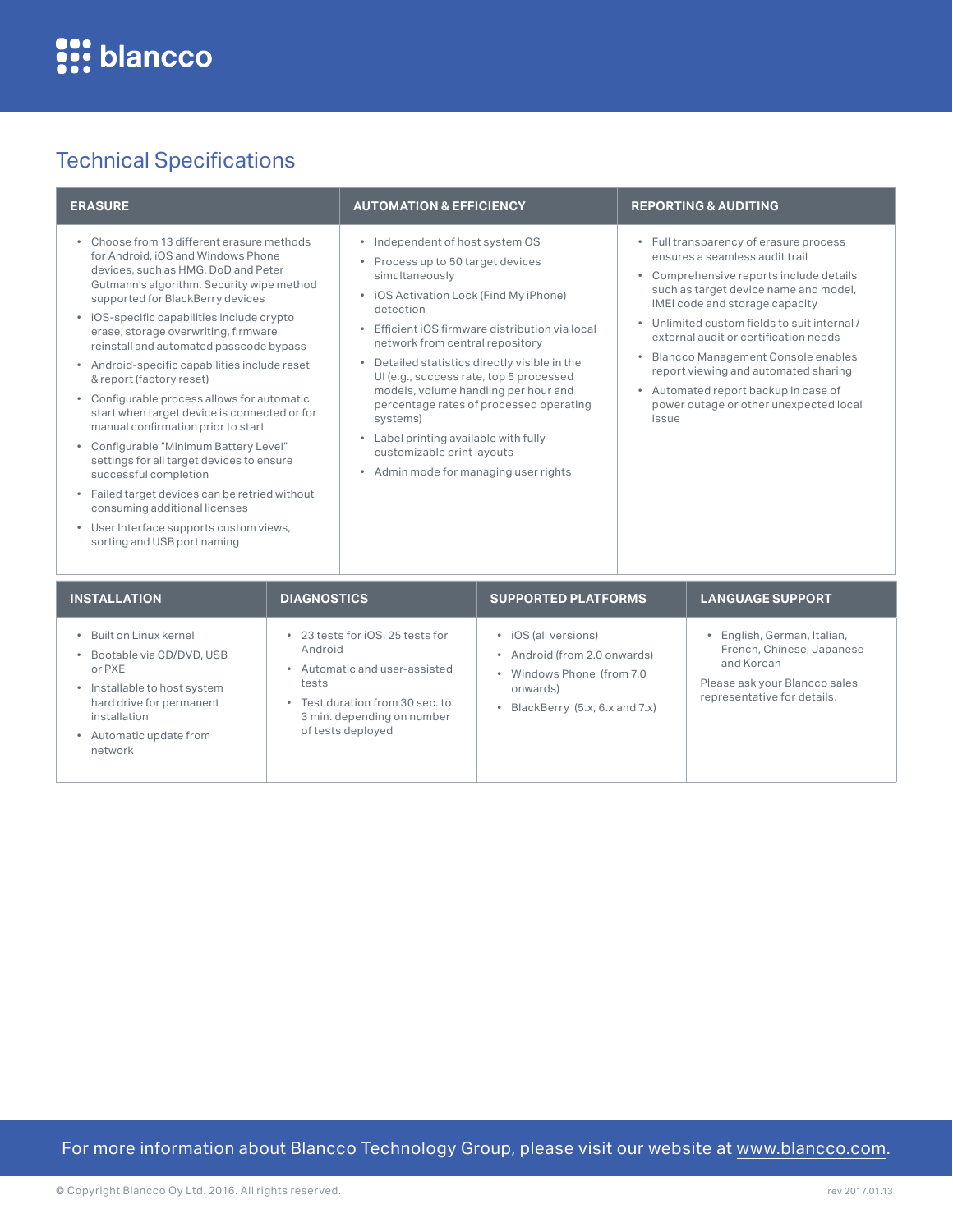## Technical Specifications

### ERASURE

- Choose from 13 different erasure methods for Android, iOS and Windows Phone devices, such as HMG, DoD and Peter Gutmann's algorithm. Security wipe method supported for BlackBerry devices
- iOS-specific capabilities include crypto erase, storage overwriting, firmware reinstall and automated passcode bypass
- Android-specific capabilities include reset & report (factory reset)
- Configurable process allows for automatic start when target device is connected or for manual confirmation prior to start
- Configurable "Minimum Battery Level" settings for all target devices to ensure successful completion
- Failed target devices can be retried without consuming additional licenses
- User Interface supports custom views, sorting and USB port naming

### AUTOMATION & EFFICIENCY

- Independent of host system OS
- Process up to 50 target devices simultaneously
- iOS Activation Lock (Find My iPhone) detection
- Efficient iOS firmware distribution via local network from central repository
- Detailed statistics directly visible in the UI (e.g., success rate, top 5 processed models, volume handling per hour and percentage rates of processed operating systems)
- Label printing available with fully customizable print layouts
- Admin mode for managing user rights

### REPORTING & AUDITING

- Full transparency of erasure process ensures a seamless audit trail
- Comprehensive reports include details such as target device name and model, IMEI code and storage capacity
- Unlimited custom fields to suit internal / external audit or certification needs
- Blancco Management Console enables report viewing and automated sharing
- Automated report backup in case of power outage or other unexpected local issue

### INSTALLATION

- Built on Linux kernel
- Bootable via CD/DVD, USB or PXE
- Installable to host system hard drive for permanent installation
- Automatic update from network

### DIAGNOSTICS

- 23 tests for iOS, 25 tests for Android
- Automatic and user-assisted tests
- Test duration from 30 sec. to 3 min. depending on number of tests deployed

### SUPPORTED PLATFORMS

- iOS (all versions)
- Android (from 2.0 onwards)
- Windows Phone (from 7.0 onwards)
- BlackBerry (5.x, 6.x and 7.x)

### LANGUAGE SUPPORT

- English, German, Italian, French, Chinese, Japanese and Korean

Please ask your Blancco sales representative for details.

For more information about Blancco Technology Group, please visit our website at www.blancco.com.

© Copyright Blancco Oy Ltd. 2016. All rights reserved.

rev 2017.01.13